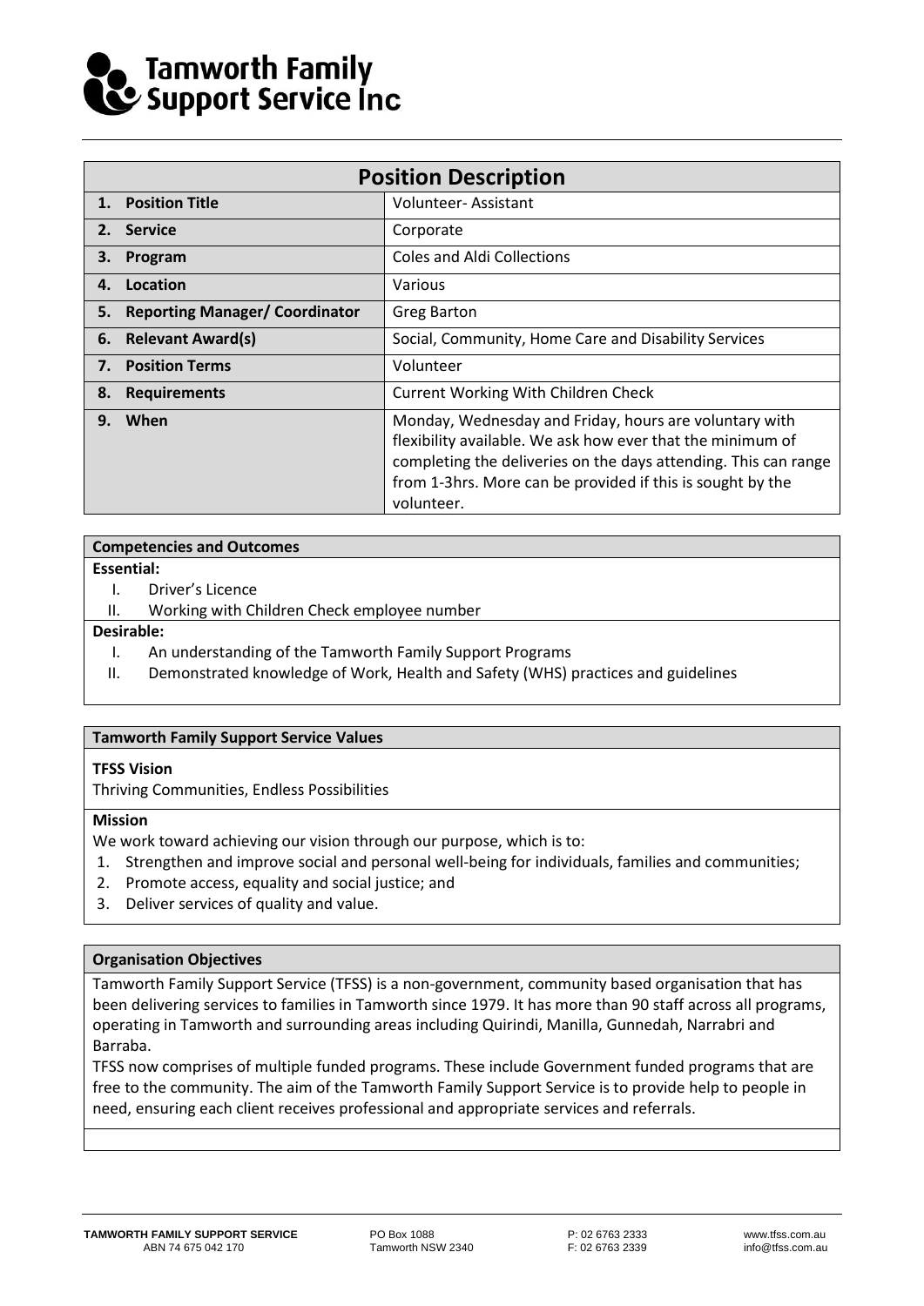# Tamworth Family Support Service Inc

## Position Description

| | |
|---|---|
| **1. Position Title** | Volunteer- Assistant |
| **2. Service** | Corporate |
| **3. Program** | Coles and Aldi Collections |
| **4. Location** | Various |
| **5. Reporting Manager/ Coordinator** | Greg Barton |
| **6. Relevant Award(s)** | Social, Community, Home Care and Disability Services |
| **7. Position Terms** | Volunteer |
| **8. Requirements** | Current Working With Children Check |
| **9. When** | Monday, Wednesday and Friday, hours are voluntary with flexibility available. We ask how ever that the minimum of completing the deliveries on the days attending. This can range from 1-3hrs. More can be provided if this is sought by the volunteer. |

### Competencies and Outcomes

**Essential:**

I. Driver's Licence
II. Working with Children Check employee number

**Desirable:**

I. An understanding of the Tamworth Family Support Programs
II. Demonstrated knowledge of Work, Health and Safety (WHS) practices and guidelines

### Tamworth Family Support Service Values

**TFSS Vision**

Thriving Communities, Endless Possibilities

**Mission**

We work toward achieving our vision through our purpose, which is to:

1. Strengthen and improve social and personal well-being for individuals, families and communities;
2. Promote access, equality and social justice; and
3. Deliver services of quality and value.

### Organisation Objectives

Tamworth Family Support Service (TFSS) is a non-government, community based organisation that has been delivering services to families in Tamworth since 1979. It has more than 90 staff across all programs, operating in Tamworth and surrounding areas including Quirindi, Manilla, Gunnedah, Narrabri and Barraba.

TFSS now comprises of multiple funded programs. These include Government funded programs that are free to the community. The aim of the Tamworth Family Support Service is to provide help to people in need, ensuring each client receives professional and appropriate services and referrals.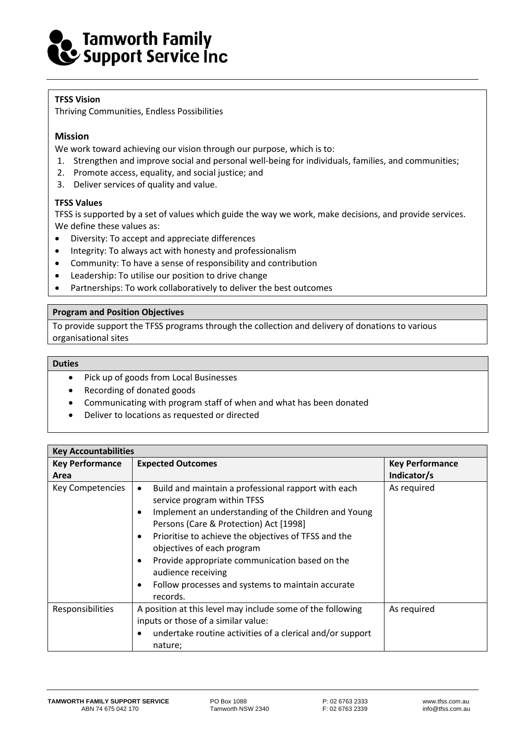**TFSS Vision**

Thriving Communities, Endless Possibilities

### Mission

We work toward achieving our vision through our purpose, which is to:

1. Strengthen and improve social and personal well-being for individuals, families, and communities;
2. Promote access, equality, and social justice; and
3. Deliver services of quality and value.

**TFSS Values**

TFSS is supported by a set of values which guide the way we work, make decisions, and provide services. We define these values as:

- Diversity: To accept and appreciate differences
- Integrity: To always act with honesty and professionalism
- Community: To have a sense of responsibility and contribution
- Leadership: To utilise our position to drive change
- Partnerships: To work collaboratively to deliver the best outcomes

**Program and Position Objectives**

To provide support the TFSS programs through the collection and delivery of donations to various organisational sites

**Duties**

- Pick up of goods from Local Businesses
- Recording of donated goods
- Communicating with program staff of when and what has been donated
- Deliver to locations as requested or directed

**Key Accountabilities**

| Key Performance Area | Expected Outcomes | Key Performance Indicator/s |
|---|---|---|
| Key Competencies | • Build and maintain a professional rapport with each service program within TFSS<br>• Implement an understanding of the Children and Young Persons (Care & Protection) Act [1998]<br>• Prioritise to achieve the objectives of TFSS and the objectives of each program<br>• Provide appropriate communication based on the audience receiving<br>• Follow processes and systems to maintain accurate records. | As required |
| Responsibilities | A position at this level may include some of the following inputs or those of a similar value:<br>• undertake routine activities of a clerical and/or support nature; | As required |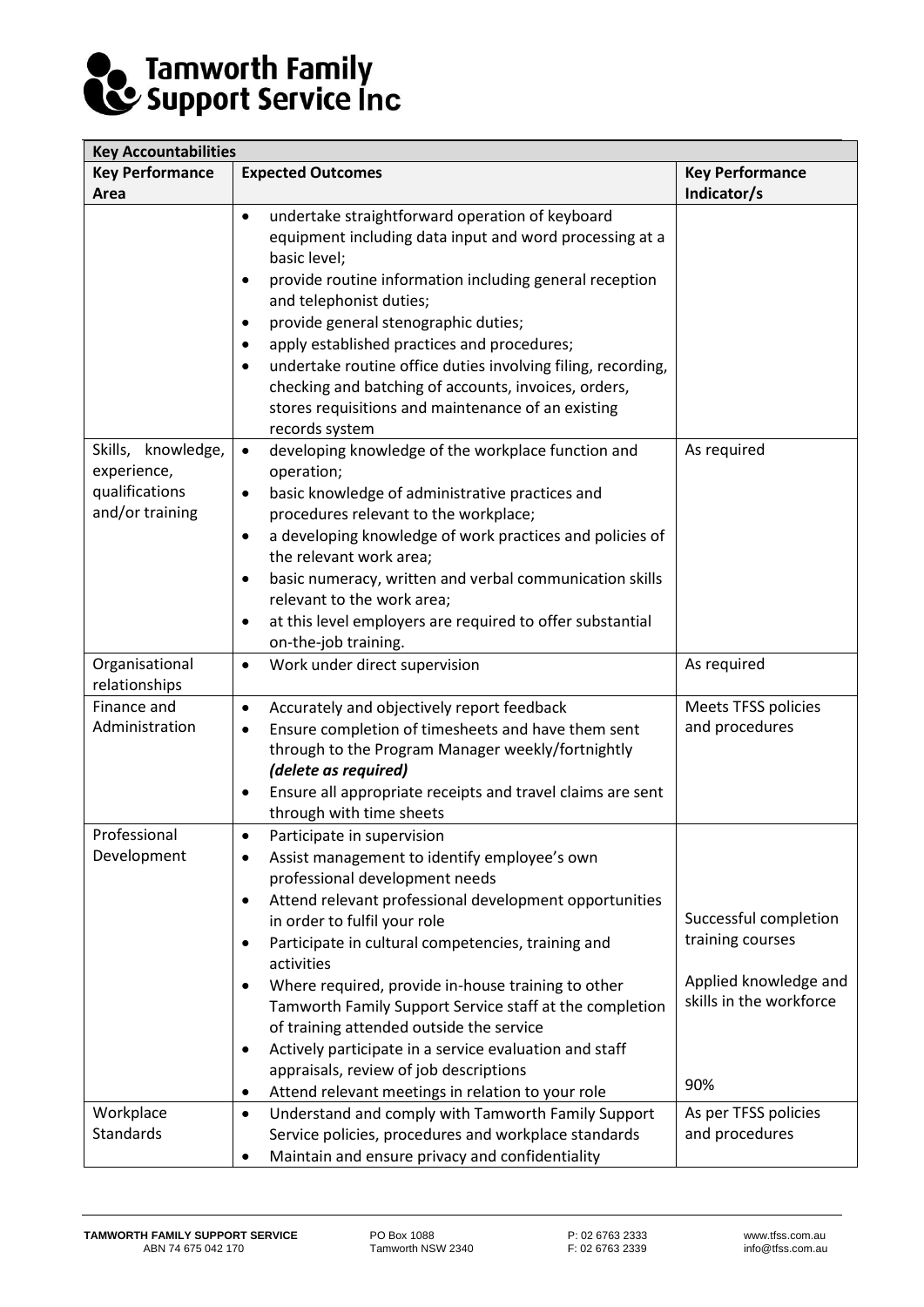# Tamworth Family Support Service Inc

| Key Accountabilities | | |
|---|---|---|
| **Key Performance Area** | **Expected Outcomes** | **Key Performance Indicator/s** |
| | • undertake straightforward operation of keyboard equipment including data input and word processing at a basic level;<br>• provide routine information including general reception and telephonist duties;<br>• provide general stenographic duties;<br>• apply established practices and procedures;<br>• undertake routine office duties involving filing, recording, checking and batching of accounts, invoices, orders, stores requisitions and maintenance of an existing records system | |
| Skills, knowledge, experience, qualifications and/or training | • developing knowledge of the workplace function and operation;<br>• basic knowledge of administrative practices and procedures relevant to the workplace;<br>• a developing knowledge of work practices and policies of the relevant work area;<br>• basic numeracy, written and verbal communication skills relevant to the work area;<br>• at this level employers are required to offer substantial on-the-job training. | As required |
| Organisational relationships | • Work under direct supervision | As required |
| Finance and Administration | • Accurately and objectively report feedback<br>• Ensure completion of timesheets and have them sent through to the Program Manager weekly/fortnightly ***(delete as required)***<br>• Ensure all appropriate receipts and travel claims are sent through with time sheets | Meets TFSS policies and procedures |
| Professional Development | • Participate in supervision<br>• Assist management to identify employee's own professional development needs<br>• Attend relevant professional development opportunities in order to fulfil your role<br>• Participate in cultural competencies, training and activities<br>• Where required, provide in-house training to other Tamworth Family Support Service staff at the completion of training attended outside the service<br>• Actively participate in a service evaluation and staff appraisals, review of job descriptions<br>• Attend relevant meetings in relation to your role | Successful completion training courses<br><br>Applied knowledge and skills in the workforce<br><br>90% |
| Workplace Standards | • Understand and comply with Tamworth Family Support Service policies, procedures and workplace standards<br>• Maintain and ensure privacy and confidentiality | As per TFSS policies and procedures |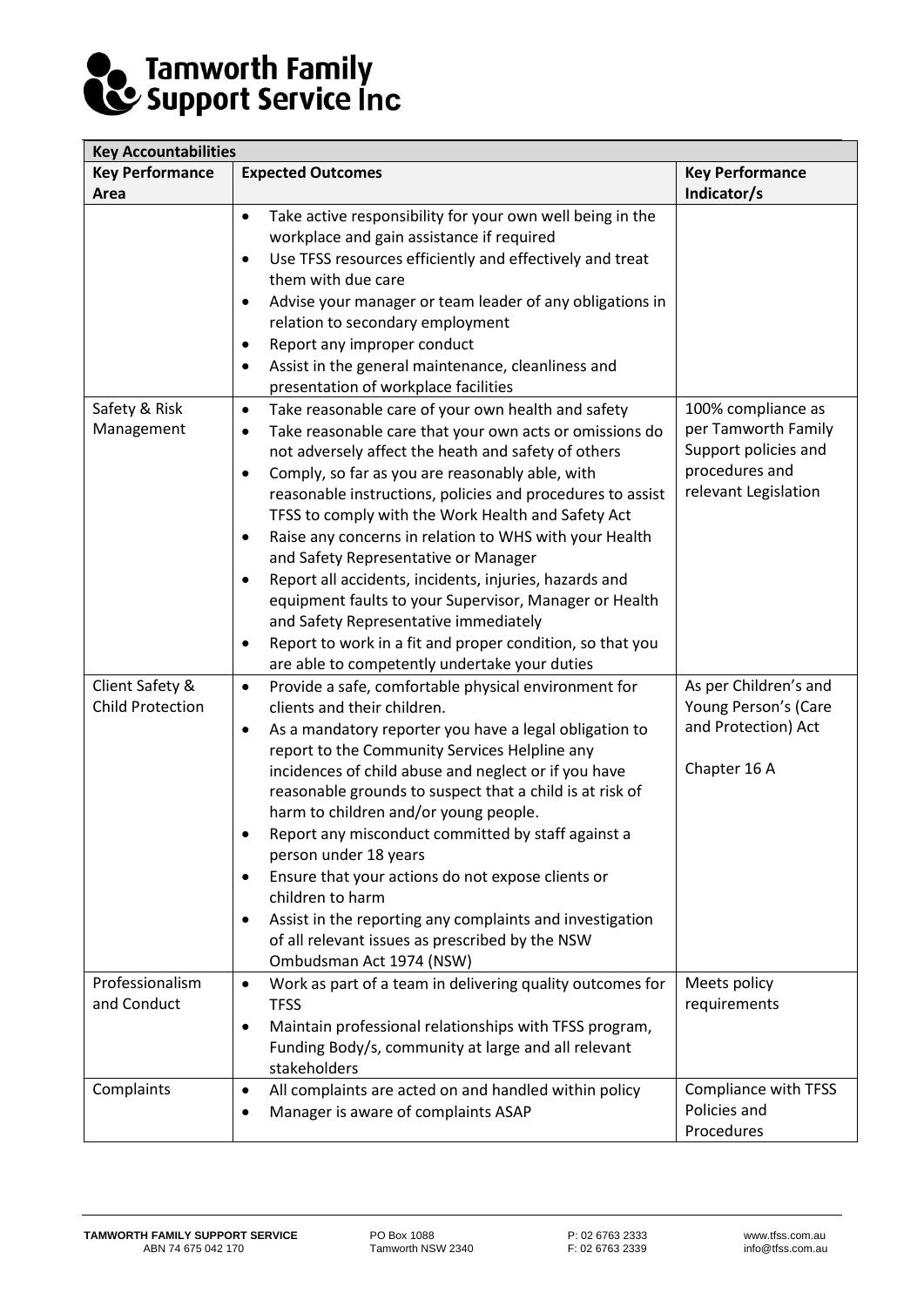| Key Accountabilities | | |
|---|---|---|
| **Key Performance Area** | **Expected Outcomes** | **Key Performance Indicator/s** |
| | • Take active responsibility for your own well being in the workplace and gain assistance if required<br>• Use TFSS resources efficiently and effectively and treat them with due care<br>• Advise your manager or team leader of any obligations in relation to secondary employment<br>• Report any improper conduct<br>• Assist in the general maintenance, cleanliness and presentation of workplace facilities | |
| Safety & Risk Management | • Take reasonable care of your own health and safety<br>• Take reasonable care that your own acts or omissions do not adversely affect the heath and safety of others<br>• Comply, so far as you are reasonably able, with reasonable instructions, policies and procedures to assist TFSS to comply with the Work Health and Safety Act<br>• Raise any concerns in relation to WHS with your Health and Safety Representative or Manager<br>• Report all accidents, incidents, injuries, hazards and equipment faults to your Supervisor, Manager or Health and Safety Representative immediately<br>• Report to work in a fit and proper condition, so that you are able to competently undertake your duties | 100% compliance as per Tamworth Family Support policies and procedures and relevant Legislation |
| Client Safety & Child Protection | • Provide a safe, comfortable physical environment for clients and their children.<br>• As a mandatory reporter you have a legal obligation to report to the Community Services Helpline any incidences of child abuse and neglect or if you have reasonable grounds to suspect that a child is at risk of harm to children and/or young people.<br>• Report any misconduct committed by staff against a person under 18 years<br>• Ensure that your actions do not expose clients or children to harm<br>• Assist in the reporting any complaints and investigation of all relevant issues as prescribed by the NSW Ombudsman Act 1974 (NSW) | As per Children's and Young Person's (Care and Protection) Act<br><br>Chapter 16 A |
| Professionalism and Conduct | • Work as part of a team in delivering quality outcomes for TFSS<br>• Maintain professional relationships with TFSS program, Funding Body/s, community at large and all relevant stakeholders | Meets policy requirements |
| Complaints | • All complaints are acted on and handled within policy<br>• Manager is aware of complaints ASAP | Compliance with TFSS Policies and Procedures |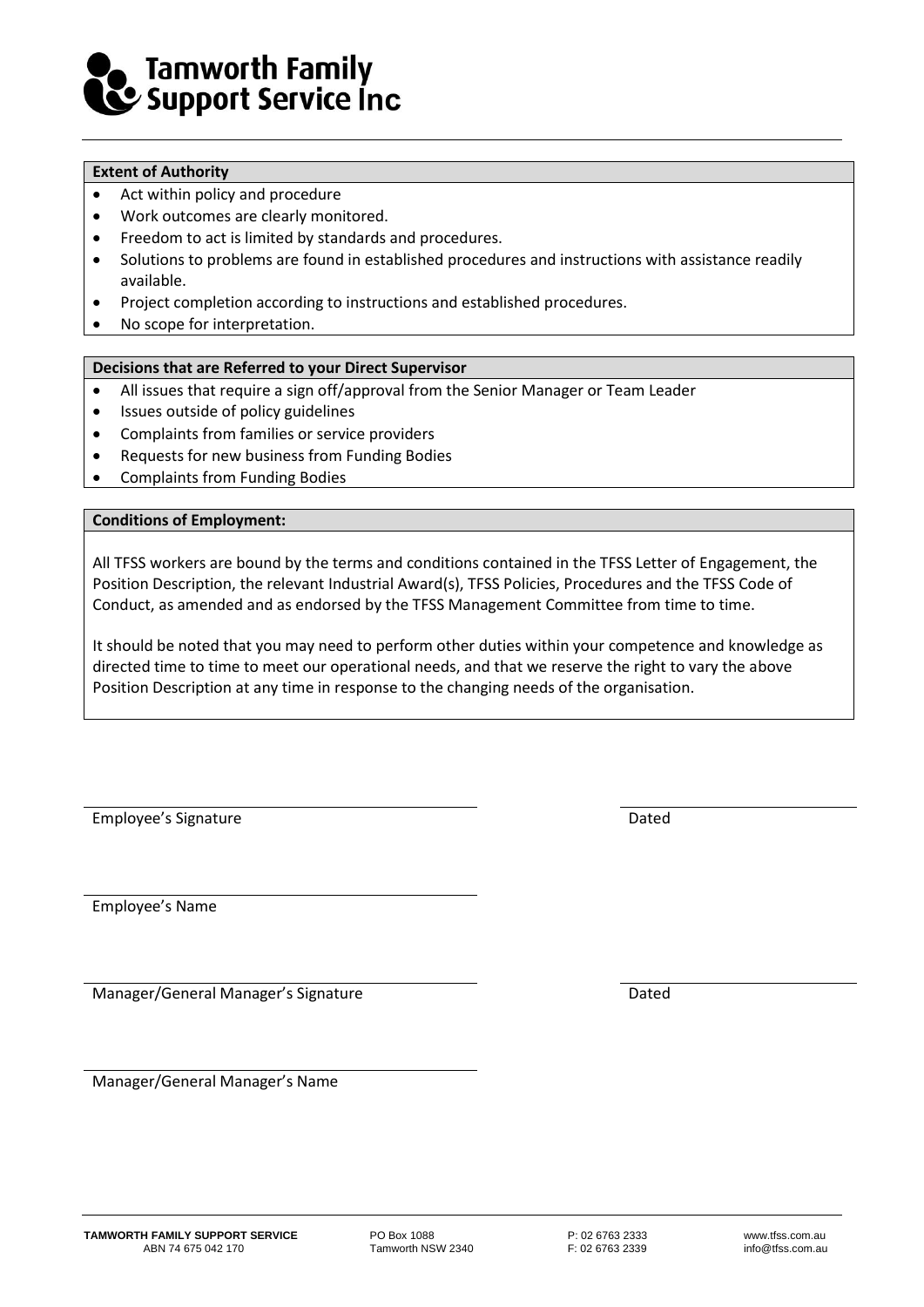**Extent of Authority**

- Act within policy and procedure
- Work outcomes are clearly monitored.
- Freedom to act is limited by standards and procedures.
- Solutions to problems are found in established procedures and instructions with assistance readily available.
- Project completion according to instructions and established procedures.
- No scope for interpretation.

**Decisions that are Referred to your Direct Supervisor**

- All issues that require a sign off/approval from the Senior Manager or Team Leader
- Issues outside of policy guidelines
- Complaints from families or service providers
- Requests for new business from Funding Bodies
- Complaints from Funding Bodies

**Conditions of Employment:**

All TFSS workers are bound by the terms and conditions contained in the TFSS Letter of Engagement, the Position Description, the relevant Industrial Award(s), TFSS Policies, Procedures and the TFSS Code of Conduct, as amended and as endorsed by the TFSS Management Committee from time to time.

It should be noted that you may need to perform other duties within your competence and knowledge as directed time to time to meet our operational needs, and that we reserve the right to vary the above Position Description at any time in response to the changing needs of the organisation.

Employee's Signature — Dated

Employee's Name

Manager/General Manager's Signature — Dated

Manager/General Manager's Name